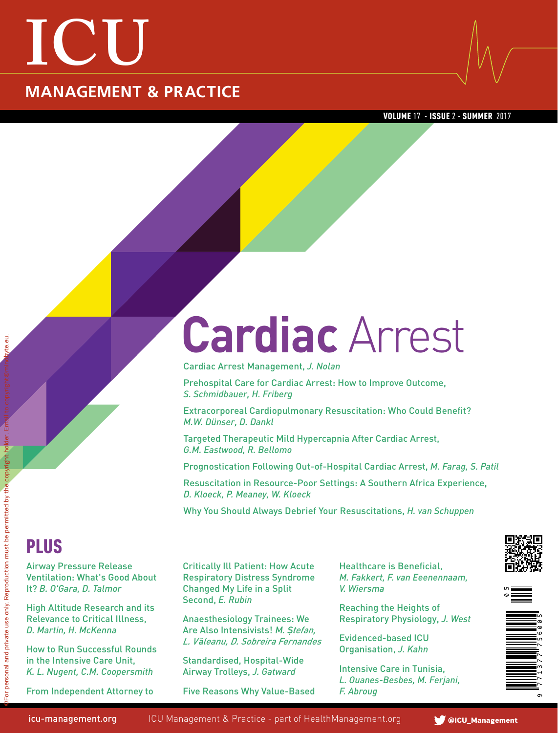# ICU

## MANAGEMENT & PRACTICE

**VOLUME** 17 - **ISSUE** 2 - **SUMMER** 2017

# **Cardiac** Arrest

Cardiac Arrest Management, *J. Nolan*

Prehospital Care for Cardiac Arrest: How to Improve Outcome, *S. Schmidbauer, H. Friberg*

Extracorporeal Cardiopulmonary Resuscitation: Who Could Benefit? *M.W. Dünser, D. Dankl*

Targeted Therapeutic Mild Hypercapnia After Cardiac Arrest, *G.M. Eastwood, R. Bellomo*

Prognostication Following Out-of-Hospital Cardiac Arrest, *M. Farag, S. Patil*

Resuscitation in Resource-Poor Settings: A Southern Africa Experience, *D. Kloeck, P. Meaney, W. Kloeck*

Why You Should Always Debrief Your Resuscitations, *H. van Schuppen*

## PLUS

Airway Pressure Release Ventilation: What's Good About It? *B. O'Gara, D. Talmor*

High Altitude Research and its Relevance to Critical Illness, *D. Martin, H. McKenna*

How to Run Successful Rounds in the Intensive Care Unit, *K. L. Nugent, C.M. Coopersmith*

From Independent Attorney to Critically Ill Patient: How Acute Respiratory Distress Syndrome Changed My Life in a Split Second, *E. Rubin*

Anaesthesiology Trainees: We Are Also Intensivists! *M. Ștefan, L. Văleanu, D. Sobreira Fernandes*

Standardised, Hospital-Wide Airway Trolleys, *J. Gatward*

Five Reasons Why Value-Based Healthcare is Beneficial, *M. Fakkert, F. van Eeenennaam, V. Wiersma*

Reaching the Heights of Respiratory Physiology, *J. West*

Evidenced-based ICU Organisation, *J. Kahn*

Intensive Care in Tunisia, *L. Ouanes-Besbes, M. Ferjani, F. Abroug*

icu-management.org ICU Management & Practice - part of HealthManagement.org @ICU_Management

©For personal and private use only. Reproduction must be permitted by the copyright holder. Email to copyright@mindbyte.eu.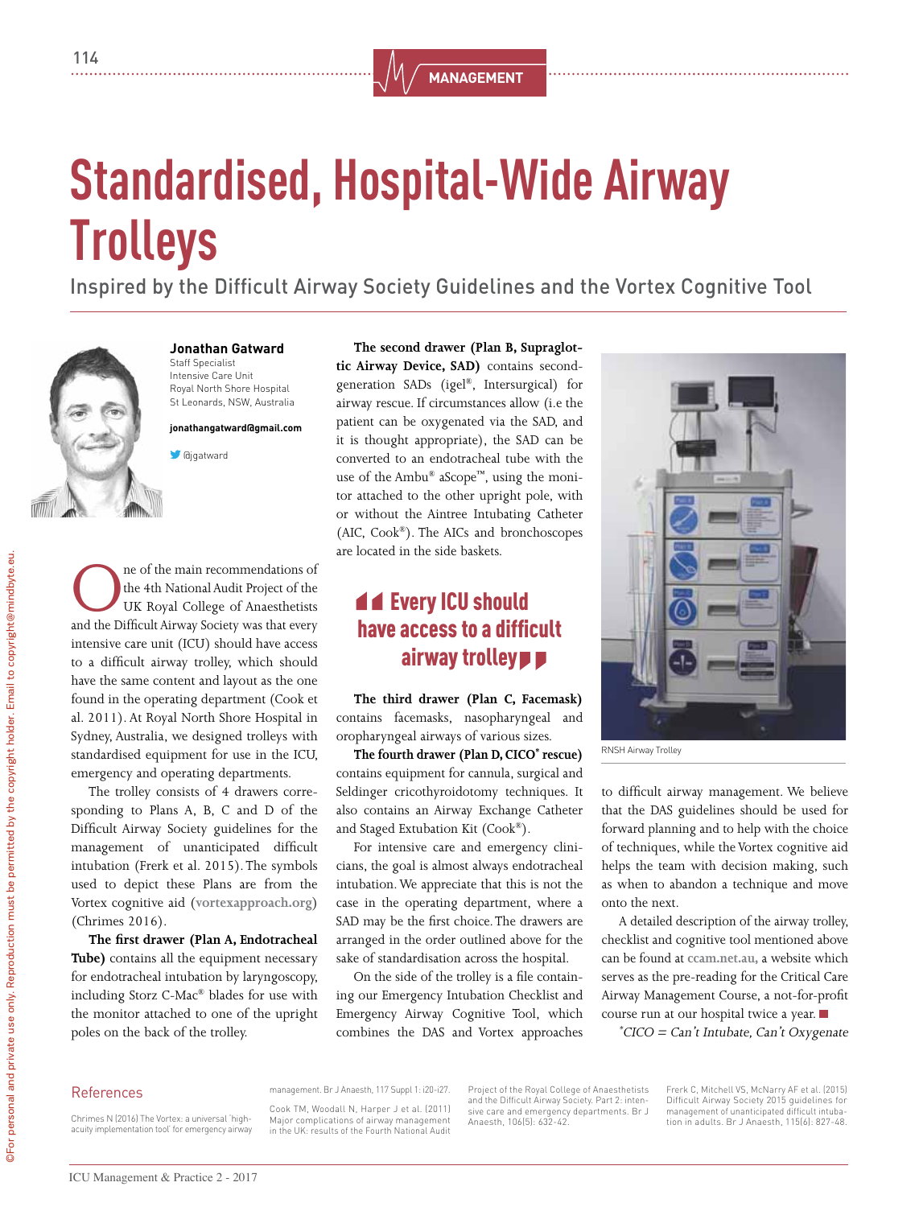# Standardised, Hospital-Wide Airway Trolleys

Inspired by the Difficult Airway Society Guidelines and the Vortex Cognitive Tool

**Jonathan Gatward**
Staff Specialist
Intensive Care Unit
Royal North Shore Hospital
St Leonards, NSW, Australia

jonathangatward@gmail.com

@jgatward

One of the main recommendations of the 4th National Audit Project of the UK Royal College of Anaesthetists and the Difficult Airway Society was that every intensive care unit (ICU) should have access to a difficult airway trolley, which should have the same content and layout as the one found in the operating department (Cook et al. 2011). At Royal North Shore Hospital in Sydney, Australia, we designed trolleys with standardised equipment for use in the ICU, emergency and operating departments.

The trolley consists of 4 drawers corresponding to Plans A, B, C and D of the Difficult Airway Society guidelines for the management of unanticipated difficult intubation (Frerk et al. 2015). The symbols used to depict these Plans are from the Vortex cognitive aid (vortexapproach.org) (Chrimes 2016).

**The first drawer (Plan A, Endotracheal Tube)** contains all the equipment necessary for endotracheal intubation by laryngoscopy, including Storz C-Mac® blades for use with the monitor attached to one of the upright poles on the back of the trolley.

**The second drawer (Plan B, Supraglottic Airway Device, SAD)** contains second-generation SADs (igel®, Intersurgical) for airway rescue. If circumstances allow (i.e the patient can be oxygenated via the SAD, and it is thought appropriate), the SAD can be converted to an endotracheal tube with the use of the Ambu® aScope™, using the monitor attached to the other upright pole, with or without the Aintree Intubating Catheter (AIC, Cook®). The AICs and bronchoscopes are located in the side baskets.

> Every ICU should have access to a difficult airway trolley

**The third drawer (Plan C, Facemask)** contains facemasks, nasopharyngeal and oropharyngeal airways of various sizes.

**The fourth drawer (Plan D, CICO* rescue)** contains equipment for cannula, surgical and Seldinger cricothyroidotomy techniques. It also contains an Airway Exchange Catheter and Staged Extubation Kit (Cook®).

For intensive care and emergency clinicians, the goal is almost always endotracheal intubation. We appreciate that this is not the case in the operating department, where a SAD may be the first choice. The drawers are arranged in the order outlined above for the sake of standardisation across the hospital.

On the side of the trolley is a file containing our Emergency Intubation Checklist and Emergency Airway Cognitive Tool, which combines the DAS and Vortex approaches to difficult airway management. We believe that the DAS guidelines should be used for forward planning and to help with the choice of techniques, while the Vortex cognitive aid helps the team with decision making, such as when to abandon a technique and move onto the next.

RNSH Airway Trolley

A detailed description of the airway trolley, checklist and cognitive tool mentioned above can be found at ccam.net.au, a website which serves as the pre-reading for the Critical Care Airway Management Course, a not-for-profit course run at our hospital twice a year.

*\*CICO = Can't Intubate, Can't Oxygenate*

## References

Chrimes N (2016) The Vortex: a universal 'high-acuity implementation tool' for emergency airway management. Br J Anaesth, 117 Suppl 1: i20-i27.

Cook TM, Woodall N, Harper J et al. (2011) Major complications of airway management in the UK: results of the Fourth National Audit Project of the Royal College of Anaesthetists and the Difficult Airway Society. Part 2: intensive care and emergency departments. Br J Anaesth, 106(5): 632-42.

Frerk C, Mitchell VS, McNarry AF et al. (2015) Difficult Airway Society 2015 guidelines for management of unanticipated difficult intubation in adults. Br J Anaesth, 115(6): 827-48.